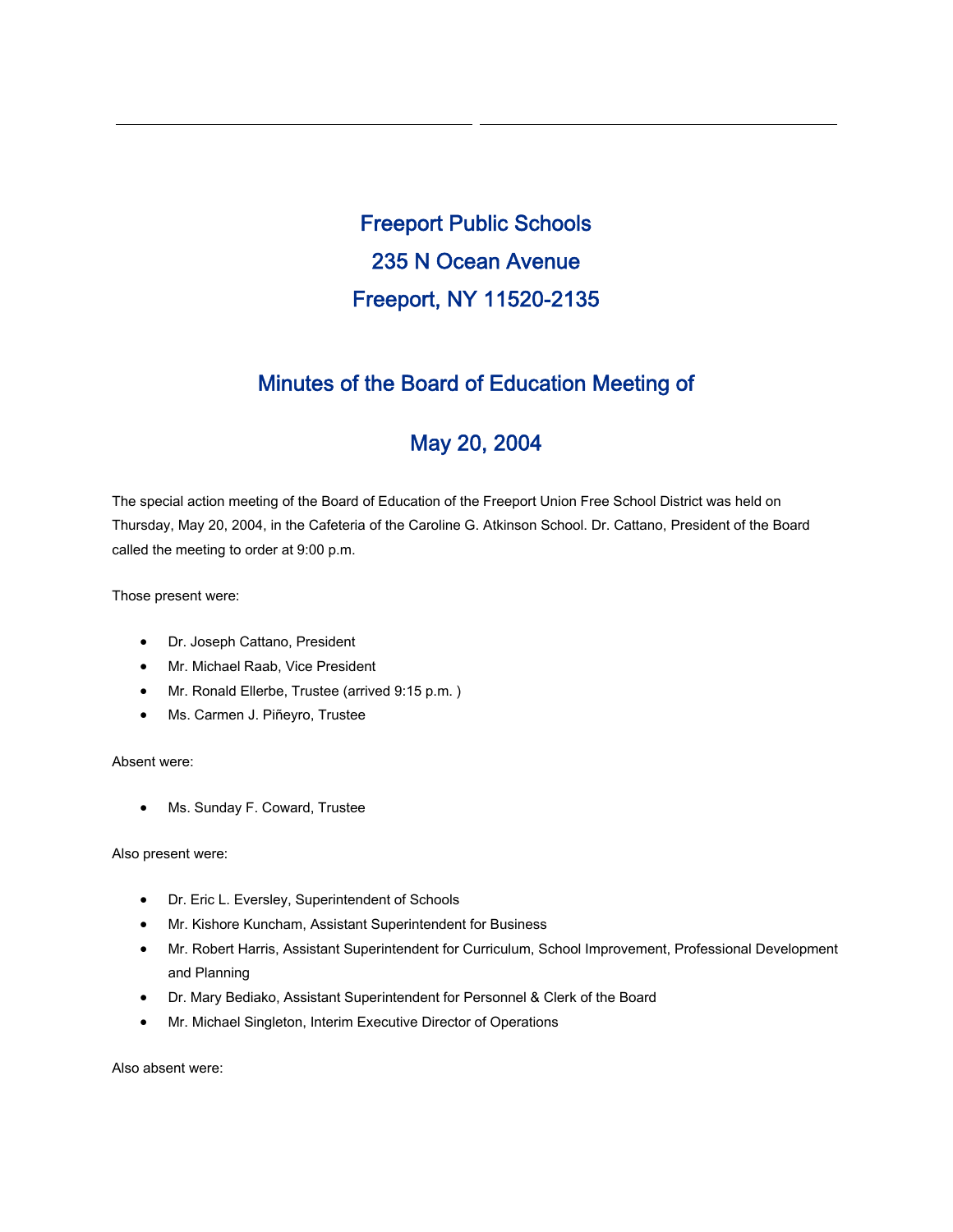# Freeport Public Schools

# 235 N Ocean Avenue

# Freeport, NY 11520-2135

## Minutes of the Board of Education Meeting of

## May 20, 2004

The special action meeting of the Board of Education of the Freeport Union Free School District was held on Thursday, May 20, 2004, in the Cafeteria of the Caroline G. Atkinson School. Dr. Cattano, President of the Board called the meeting to order at 9:00 p.m.

Those present were:

- Dr. Joseph Cattano, President
- Mr. Michael Raab, Vice President
- Mr. Ronald Ellerbe, Trustee (arrived 9:15 p.m. )
- Ms. Carmen J. Piñeyro, Trustee

Absent were:

- Ms. Sunday F. Coward, Trustee

Also present were:

- Dr. Eric L. Eversley, Superintendent of Schools
- Mr. Kishore Kuncham, Assistant Superintendent for Business
- Mr. Robert Harris, Assistant Superintendent for Curriculum, School Improvement, Professional Development and Planning
- Dr. Mary Bediako, Assistant Superintendent for Personnel & Clerk of the Board
- Mr. Michael Singleton, Interim Executive Director of Operations

Also absent were: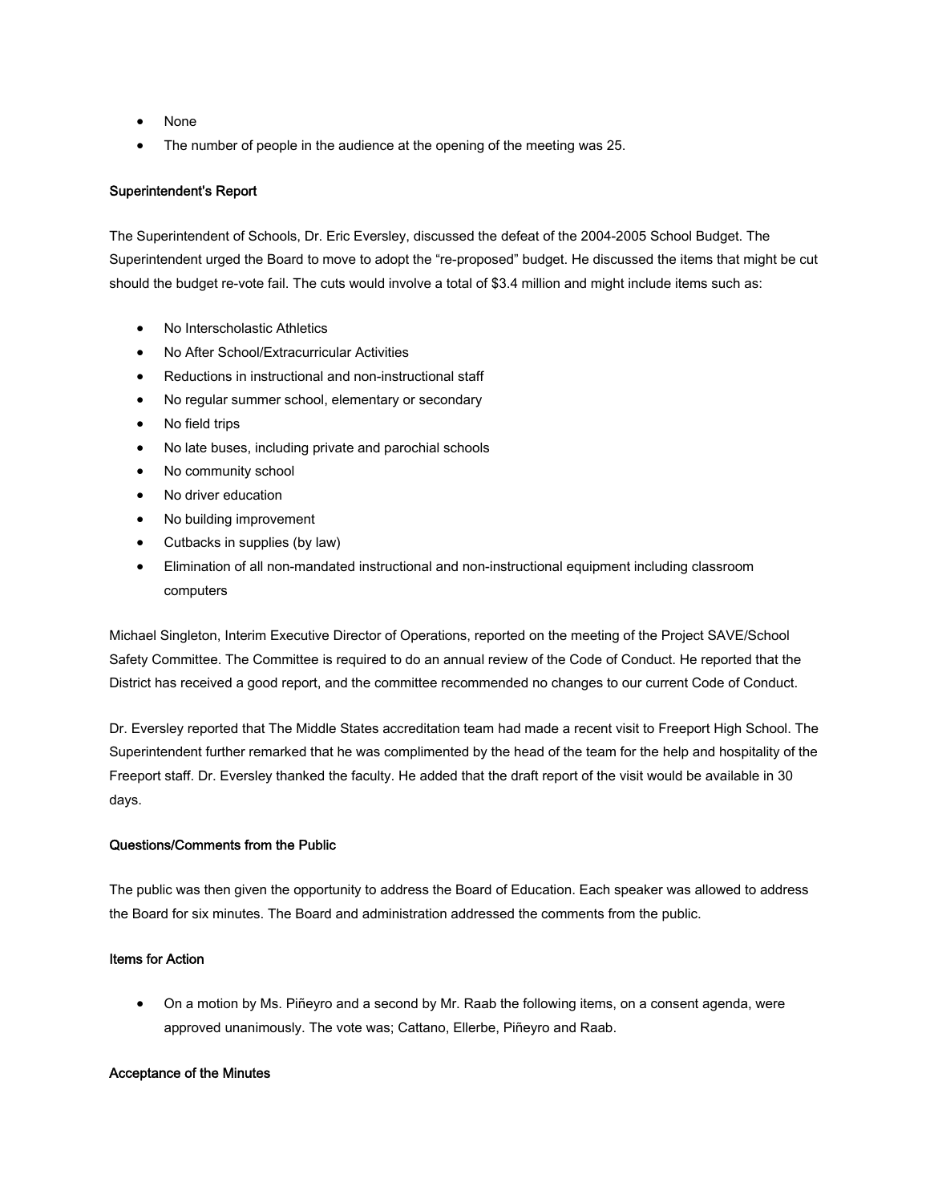- None
- The number of people in the audience at the opening of the meeting was 25.

**Superintendent's Report**

The Superintendent of Schools, Dr. Eric Eversley, discussed the defeat of the 2004-2005 School Budget. The Superintendent urged the Board to move to adopt the "re-proposed" budget. He discussed the items that might be cut should the budget re-vote fail. The cuts would involve a total of $3.4 million and might include items such as:

- No Interscholastic Athletics
- No After School/Extracurricular Activities
- Reductions in instructional and non-instructional staff
- No regular summer school, elementary or secondary
- No field trips
- No late buses, including private and parochial schools
- No community school
- No driver education
- No building improvement
- Cutbacks in supplies (by law)
- Elimination of all non-mandated instructional and non-instructional equipment including classroom computers

Michael Singleton, Interim Executive Director of Operations, reported on the meeting of the Project SAVE/School Safety Committee. The Committee is required to do an annual review of the Code of Conduct. He reported that the District has received a good report, and the committee recommended no changes to our current Code of Conduct.

Dr. Eversley reported that The Middle States accreditation team had made a recent visit to Freeport High School. The Superintendent further remarked that he was complimented by the head of the team for the help and hospitality of the Freeport staff. Dr. Eversley thanked the faculty. He added that the draft report of the visit would be available in 30 days.

**Questions/Comments from the Public**

The public was then given the opportunity to address the Board of Education. Each speaker was allowed to address the Board for six minutes. The Board and administration addressed the comments from the public.

**Items for Action**

- On a motion by Ms. Piñeyro and a second by Mr. Raab the following items, on a consent agenda, were approved unanimously. The vote was; Cattano, Ellerbe, Piñeyro and Raab.

**Acceptance of the Minutes**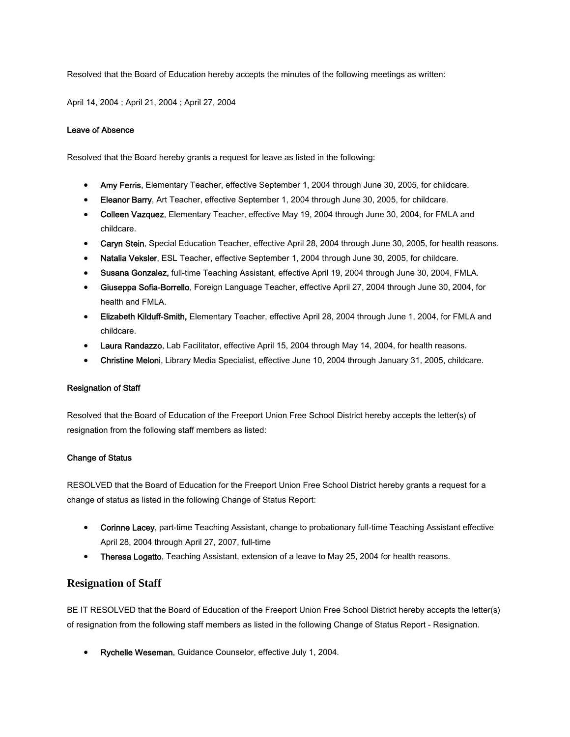Resolved that the Board of Education hereby accepts the minutes of the following meetings as written:

April 14, 2004 ; April 21, 2004 ; April 27, 2004

**Leave of Absence**

Resolved that the Board hereby grants a request for leave as listed in the following:

- **Amy Ferris**, Elementary Teacher, effective September 1, 2004 through June 30, 2005, for childcare.
- **Eleanor Barry**, Art Teacher, effective September 1, 2004 through June 30, 2005, for childcare.
- **Colleen Vazquez**, Elementary Teacher, effective May 19, 2004 through June 30, 2004, for FMLA and childcare.
- **Caryn Stein**, Special Education Teacher, effective April 28, 2004 through June 30, 2005, for health reasons.
- **Natalia Veksler**, ESL Teacher, effective September 1, 2004 through June 30, 2005, for childcare.
- **Susana Gonzalez,** full-time Teaching Assistant, effective April 19, 2004 through June 30, 2004, FMLA.
- **Giuseppa Sofia-Borrello**, Foreign Language Teacher, effective April 27, 2004 through June 30, 2004, for health and FMLA.
- **Elizabeth Kilduff-Smith,** Elementary Teacher, effective April 28, 2004 through June 1, 2004, for FMLA and childcare.
- **Laura Randazzo**, Lab Facilitator, effective April 15, 2004 through May 14, 2004, for health reasons.
- **Christine Meloni**, Library Media Specialist, effective June 10, 2004 through January 31, 2005, childcare.

**Resignation of Staff**

Resolved that the Board of Education of the Freeport Union Free School District hereby accepts the letter(s) of resignation from the following staff members as listed:

**Change of Status**

RESOLVED that the Board of Education for the Freeport Union Free School District hereby grants a request for a change of status as listed in the following Change of Status Report:

- **Corinne Lacey**, part-time Teaching Assistant, change to probationary full-time Teaching Assistant effective April 28, 2004 through April 27, 2007, full-time
- **Theresa Logatto**, Teaching Assistant, extension of a leave to May 25, 2004 for health reasons.

## Resignation of Staff

BE IT RESOLVED that the Board of Education of the Freeport Union Free School District hereby accepts the letter(s) of resignation from the following staff members as listed in the following Change of Status Report - Resignation.

- **Rychelle Weseman**, Guidance Counselor, effective July 1, 2004.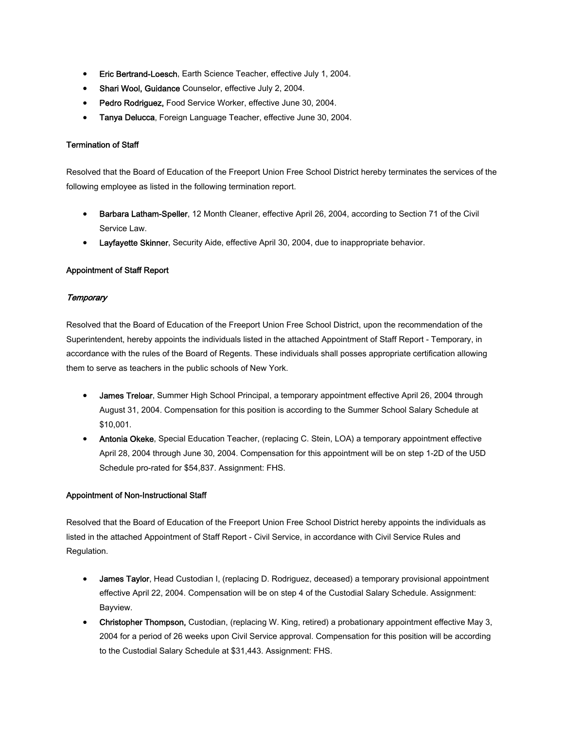- **Eric Bertrand-Loesch**, Earth Science Teacher, effective July 1, 2004.
- **Shari Wool, Guidance** Counselor, effective July 2, 2004.
- **Pedro Rodriguez,** Food Service Worker, effective June 30, 2004.
- **Tanya Delucca**, Foreign Language Teacher, effective June 30, 2004.

**Termination of Staff**

Resolved that the Board of Education of the Freeport Union Free School District hereby terminates the services of the following employee as listed in the following termination report.

- **Barbara Latham-Speller**, 12 Month Cleaner, effective April 26, 2004, according to Section 71 of the Civil Service Law.
- **Layfayette Skinner**, Security Aide, effective April 30, 2004, due to inappropriate behavior.

**Appointment of Staff Report**

*Temporary*

Resolved that the Board of Education of the Freeport Union Free School District, upon the recommendation of the Superintendent, hereby appoints the individuals listed in the attached Appointment of Staff Report - Temporary, in accordance with the rules of the Board of Regents. These individuals shall posses appropriate certification allowing them to serve as teachers in the public schools of New York.

- **James Treloar**, Summer High School Principal, a temporary appointment effective April 26, 2004 through August 31, 2004. Compensation for this position is according to the Summer School Salary Schedule at $10,001.
- **Antonia Okeke**, Special Education Teacher, (replacing C. Stein, LOA) a temporary appointment effective April 28, 2004 through June 30, 2004. Compensation for this appointment will be on step 1-2D of the U5D Schedule pro-rated for $54,837. Assignment: FHS.

**Appointment of Non-Instructional Staff**

Resolved that the Board of Education of the Freeport Union Free School District hereby appoints the individuals as listed in the attached Appointment of Staff Report - Civil Service, in accordance with Civil Service Rules and Regulation.

- **James Taylor**, Head Custodian I, (replacing D. Rodriguez, deceased) a temporary provisional appointment effective April 22, 2004. Compensation will be on step 4 of the Custodial Salary Schedule. Assignment: Bayview.
- **Christopher Thompson,** Custodian, (replacing W. King, retired) a probationary appointment effective May 3, 2004 for a period of 26 weeks upon Civil Service approval. Compensation for this position will be according to the Custodial Salary Schedule at $31,443. Assignment: FHS.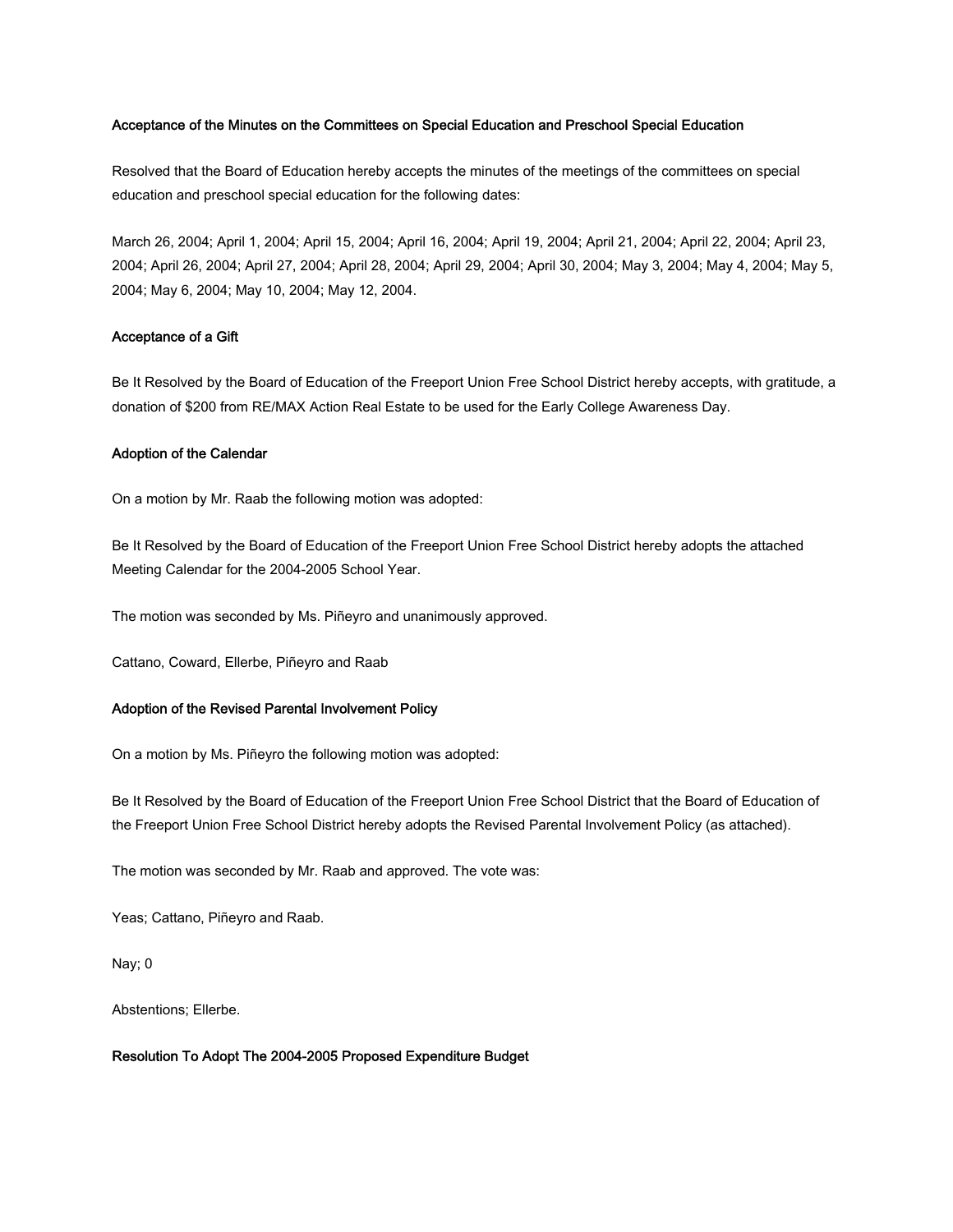**Acceptance of the Minutes on the Committees on Special Education and Preschool Special Education**

Resolved that the Board of Education hereby accepts the minutes of the meetings of the committees on special education and preschool special education for the following dates:

March 26, 2004; April 1, 2004; April 15, 2004; April 16, 2004; April 19, 2004; April 21, 2004; April 22, 2004; April 23, 2004; April 26, 2004; April 27, 2004; April 28, 2004; April 29, 2004; April 30, 2004; May 3, 2004; May 4, 2004; May 5, 2004; May 6, 2004; May 10, 2004; May 12, 2004.

**Acceptance of a Gift**

Be It Resolved by the Board of Education of the Freeport Union Free School District hereby accepts, with gratitude, a donation of $200 from RE/MAX Action Real Estate to be used for the Early College Awareness Day.

**Adoption of the Calendar**

On a motion by Mr. Raab the following motion was adopted:

Be It Resolved by the Board of Education of the Freeport Union Free School District hereby adopts the attached Meeting Calendar for the 2004-2005 School Year.

The motion was seconded by Ms. Piñeyro and unanimously approved.

Cattano, Coward, Ellerbe, Piñeyro and Raab

**Adoption of the Revised Parental Involvement Policy**

On a motion by Ms. Piñeyro the following motion was adopted:

Be It Resolved by the Board of Education of the Freeport Union Free School District that the Board of Education of the Freeport Union Free School District hereby adopts the Revised Parental Involvement Policy (as attached).

The motion was seconded by Mr. Raab and approved. The vote was:

Yeas; Cattano, Piñeyro and Raab.

Nay; 0

Abstentions; Ellerbe.

**Resolution To Adopt The 2004-2005 Proposed Expenditure Budget**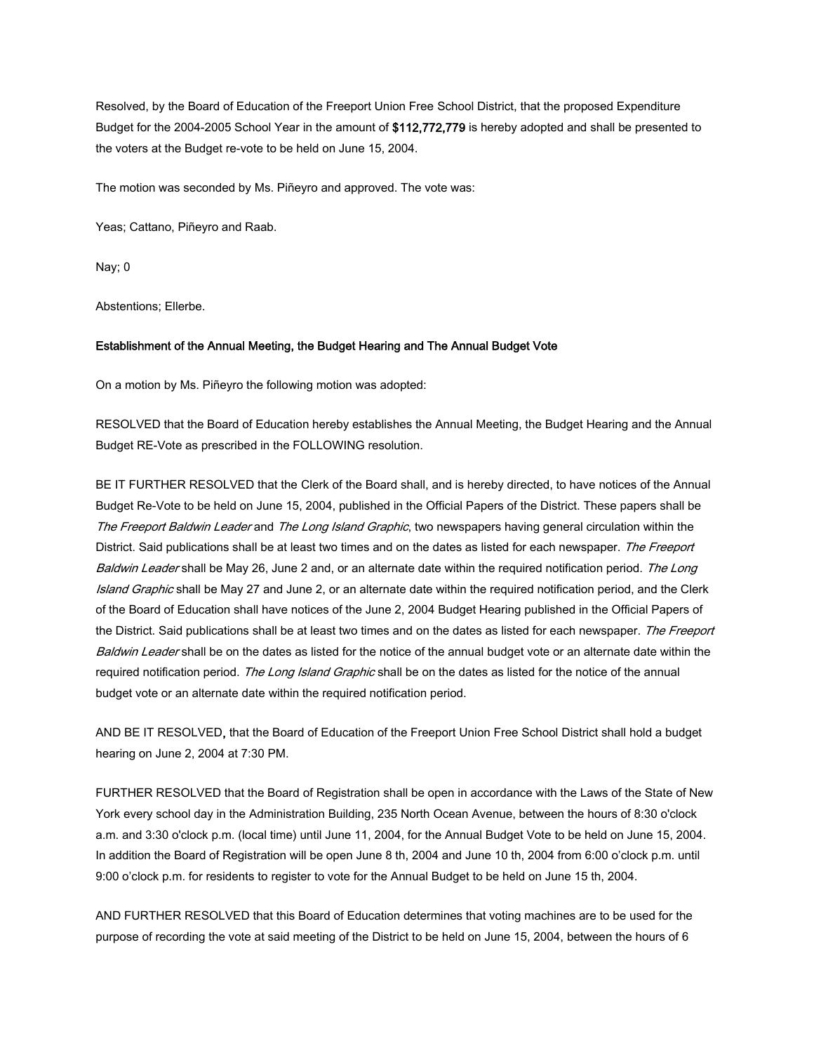Resolved, by the Board of Education of the Freeport Union Free School District, that the proposed Expenditure Budget for the 2004-2005 School Year in the amount of **$112,772,779** is hereby adopted and shall be presented to the voters at the Budget re-vote to be held on June 15, 2004.

The motion was seconded by Ms. Piñeyro and approved. The vote was:

Yeas; Cattano, Piñeyro and Raab.

Nay; 0

Abstentions; Ellerbe.

**Establishment of the Annual Meeting, the Budget Hearing and The Annual Budget Vote**

On a motion by Ms. Piñeyro the following motion was adopted:

RESOLVED that the Board of Education hereby establishes the Annual Meeting, the Budget Hearing and the Annual Budget RE-Vote as prescribed in the FOLLOWING resolution.

BE IT FURTHER RESOLVED that the Clerk of the Board shall, and is hereby directed, to have notices of the Annual Budget Re-Vote to be held on June 15, 2004, published in the Official Papers of the District. These papers shall be *The Freeport Baldwin Leader* and *The Long Island Graphic*, two newspapers having general circulation within the District. Said publications shall be at least two times and on the dates as listed for each newspaper. *The Freeport Baldwin Leader* shall be May 26, June 2 and, or an alternate date within the required notification period. *The Long Island Graphic* shall be May 27 and June 2, or an alternate date within the required notification period, and the Clerk of the Board of Education shall have notices of the June 2, 2004 Budget Hearing published in the Official Papers of the District. Said publications shall be at least two times and on the dates as listed for each newspaper. *The Freeport Baldwin Leader* shall be on the dates as listed for the notice of the annual budget vote or an alternate date within the required notification period. *The Long Island Graphic* shall be on the dates as listed for the notice of the annual budget vote or an alternate date within the required notification period.

AND BE IT RESOLVED**,** that the Board of Education of the Freeport Union Free School District shall hold a budget hearing on June 2, 2004 at 7:30 PM.

FURTHER RESOLVED that the Board of Registration shall be open in accordance with the Laws of the State of New York every school day in the Administration Building, 235 North Ocean Avenue, between the hours of 8:30 o'clock a.m. and 3:30 o'clock p.m. (local time) until June 11, 2004, for the Annual Budget Vote to be held on June 15, 2004. In addition the Board of Registration will be open June 8 th, 2004 and June 10 th, 2004 from 6:00 o'clock p.m. until 9:00 o'clock p.m. for residents to register to vote for the Annual Budget to be held on June 15 th, 2004.

AND FURTHER RESOLVED that this Board of Education determines that voting machines are to be used for the purpose of recording the vote at said meeting of the District to be held on June 15, 2004, between the hours of 6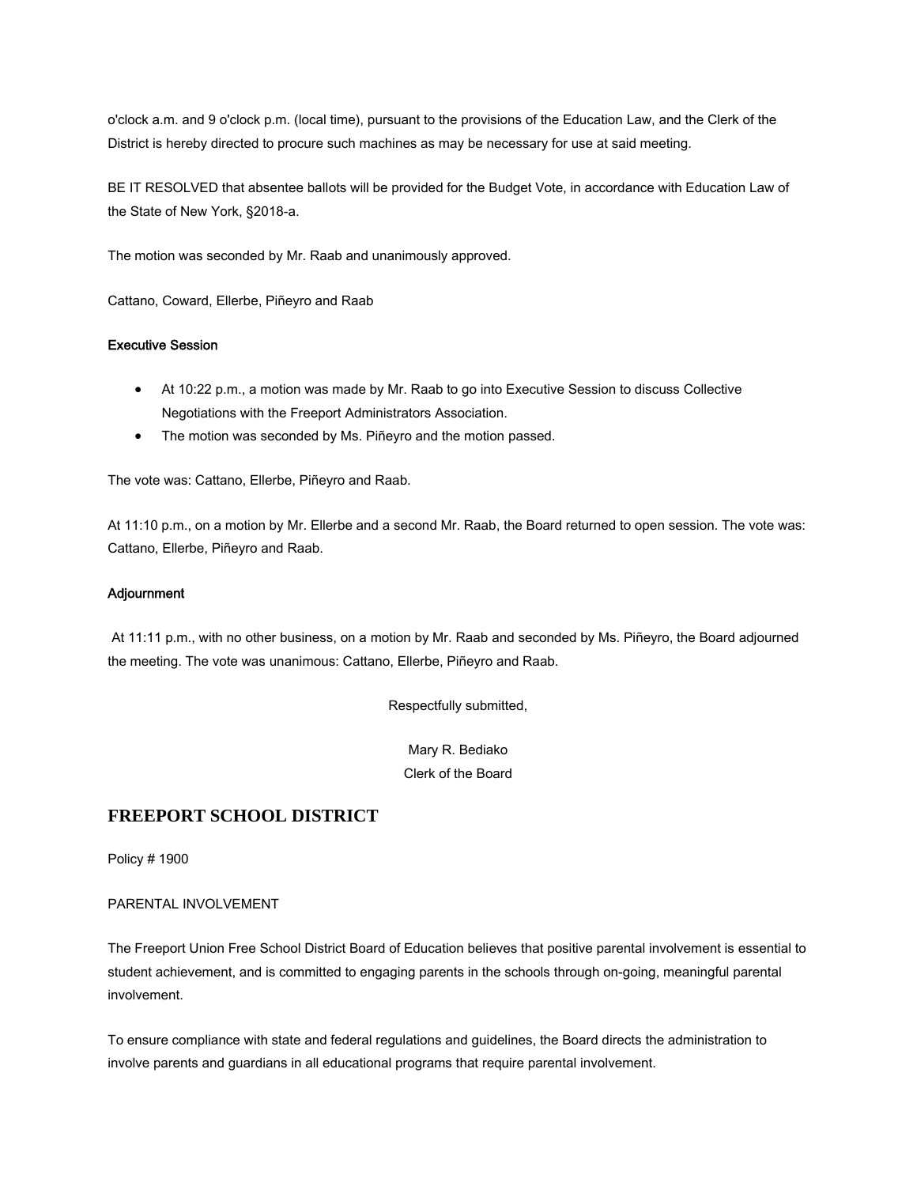o'clock a.m. and 9 o'clock p.m. (local time), pursuant to the provisions of the Education Law, and the Clerk of the District is hereby directed to procure such machines as may be necessary for use at said meeting.

BE IT RESOLVED that absentee ballots will be provided for the Budget Vote, in accordance with Education Law of the State of New York, §2018-a.

The motion was seconded by Mr. Raab and unanimously approved.

Cattano, Coward, Ellerbe, Piñeyro and Raab

**Executive Session**

- At 10:22 p.m., a motion was made by Mr. Raab to go into Executive Session to discuss Collective Negotiations with the Freeport Administrators Association.
- The motion was seconded by Ms. Piñeyro and the motion passed.

The vote was: Cattano, Ellerbe, Piñeyro and Raab.

At 11:10 p.m., on a motion by Mr. Ellerbe and a second Mr. Raab, the Board returned to open session. The vote was: Cattano, Ellerbe, Piñeyro and Raab.

**Adjournment**

At 11:11 p.m., with no other business, on a motion by Mr. Raab and seconded by Ms. Piñeyro, the Board adjourned the meeting. The vote was unanimous: Cattano, Ellerbe, Piñeyro and Raab.

Respectfully submitted,

Mary R. Bediako
Clerk of the Board

## FREEPORT SCHOOL DISTRICT

Policy # 1900

PARENTAL INVOLVEMENT

The Freeport Union Free School District Board of Education believes that positive parental involvement is essential to student achievement, and is committed to engaging parents in the schools through on-going, meaningful parental involvement.

To ensure compliance with state and federal regulations and guidelines, the Board directs the administration to involve parents and guardians in all educational programs that require parental involvement.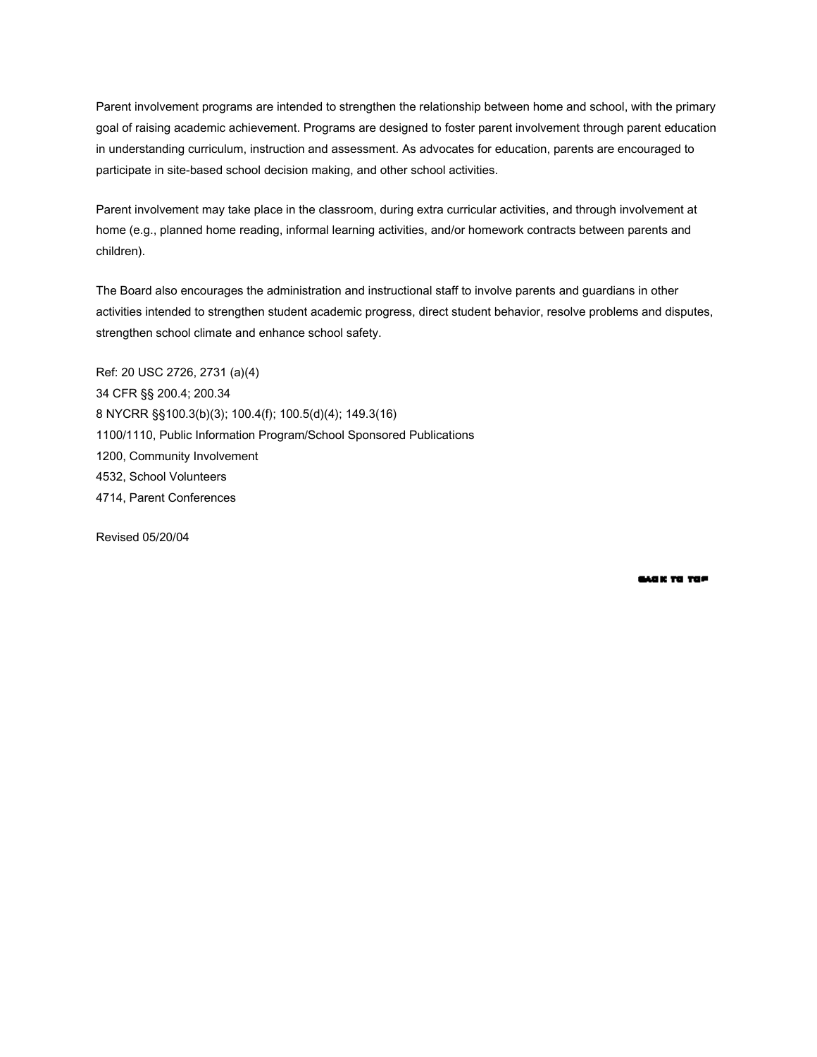Parent involvement programs are intended to strengthen the relationship between home and school, with the primary goal of raising academic achievement. Programs are designed to foster parent involvement through parent education in understanding curriculum, instruction and assessment. As advocates for education, parents are encouraged to participate in site-based school decision making, and other school activities.

Parent involvement may take place in the classroom, during extra curricular activities, and through involvement at home (e.g., planned home reading, informal learning activities, and/or homework contracts between parents and children).

The Board also encourages the administration and instructional staff to involve parents and guardians in other activities intended to strengthen student academic progress, direct student behavior, resolve problems and disputes, strengthen school climate and enhance school safety.

Ref: 20 USC 2726, 2731 (a)(4)
34 CFR §§ 200.4; 200.34
8 NYCRR §§100.3(b)(3); 100.4(f); 100.5(d)(4); 149.3(16)
1100/1110, Public Information Program/School Sponsored Publications
1200, Community Involvement
4532, School Volunteers
4714, Parent Conferences

Revised 05/20/04

BACK TO TOP